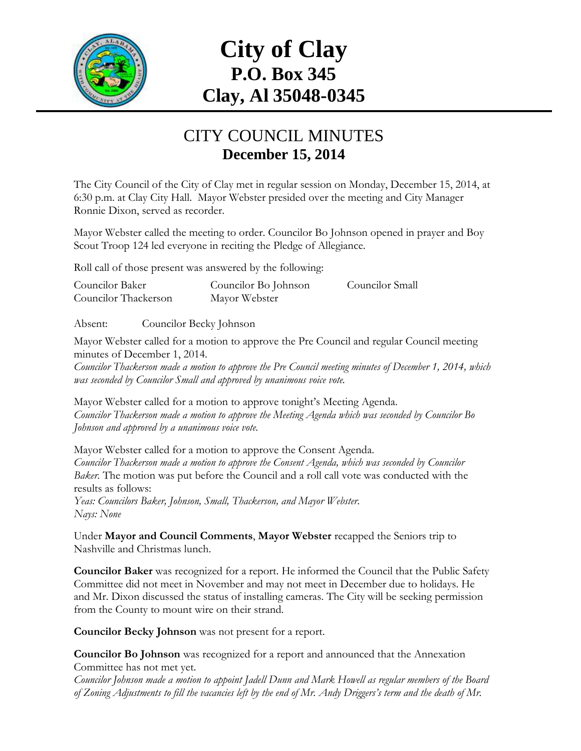# City of Clay
## P.O. Box 345
## Clay, Al 35048-0345

## CITY COUNCIL MINUTES
### December 15, 2014

The City Council of the City of Clay met in regular session on Monday, December 15, 2014, at 6:30 p.m. at Clay City Hall. Mayor Webster presided over the meeting and City Manager Ronnie Dixon, served as recorder.

Mayor Webster called the meeting to order. Councilor Bo Johnson opened in prayer and Boy Scout Troop 124 led everyone in reciting the Pledge of Allegiance.

Roll call of those present was answered by the following:

| | | |
|---|---|---|
| Councilor Baker | Councilor Bo Johnson | Councilor Small |
| Councilor Thackerson | Mayor Webster | |

Absent: Councilor Becky Johnson

Mayor Webster called for a motion to approve the Pre Council and regular Council meeting minutes of December 1, 2014.
*Councilor Thackerson made a motion to approve the Pre Council meeting minutes of December 1, 2014, which was seconded by Councilor Small and approved by unanimous voice vote.*

Mayor Webster called for a motion to approve tonight's Meeting Agenda.
*Councilor Thackerson made a motion to approve the Meeting Agenda which was seconded by Councilor Bo Johnson and approved by a unanimous voice vote.*

Mayor Webster called for a motion to approve the Consent Agenda.
*Councilor Thackerson made a motion to approve the Consent Agenda, which was seconded by Councilor Baker.* The motion was put before the Council and a roll call vote was conducted with the results as follows:
*Yeas: Councilors Baker, Johnson, Small, Thackerson, and Mayor Webster.*
*Nays: None*

Under **Mayor and Council Comments**, **Mayor Webster** recapped the Seniors trip to Nashville and Christmas lunch.

**Councilor Baker** was recognized for a report. He informed the Council that the Public Safety Committee did not meet in November and may not meet in December due to holidays. He and Mr. Dixon discussed the status of installing cameras. The City will be seeking permission from the County to mount wire on their strand.

**Councilor Becky Johnson** was not present for a report.

**Councilor Bo Johnson** was recognized for a report and announced that the Annexation Committee has not met yet.
*Councilor Johnson made a motion to appoint Jadell Dunn and Mark Howell as regular members of the Board of Zoning Adjustments to fill the vacancies left by the end of Mr. Andy Driggers's term and the death of Mr.*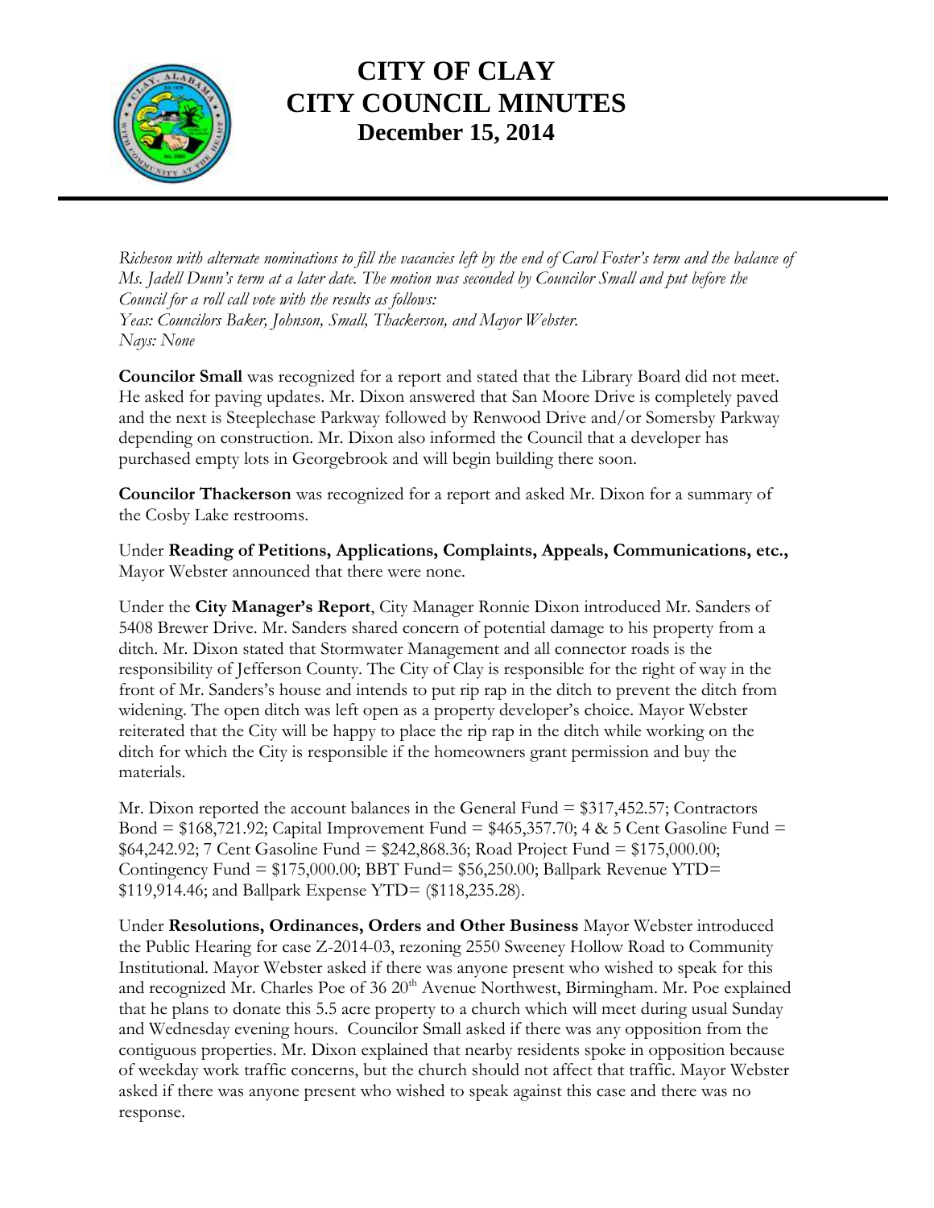*Richeson with alternate nominations to fill the vacancies left by the end of Carol Foster's term and the balance of Ms. Jadell Dunn's term at a later date. The motion was seconded by Councilor Small and put before the Council for a roll call vote with the results as follows:*
*Yeas: Councilors Baker, Johnson, Small, Thackerson, and Mayor Webster.*
*Nays: None*

**Councilor Small** was recognized for a report and stated that the Library Board did not meet. He asked for paving updates. Mr. Dixon answered that San Moore Drive is completely paved and the next is Steeplechase Parkway followed by Renwood Drive and/or Somersby Parkway depending on construction. Mr. Dixon also informed the Council that a developer has purchased empty lots in Georgebrook and will begin building there soon.

**Councilor Thackerson** was recognized for a report and asked Mr. Dixon for a summary of the Cosby Lake restrooms.

Under **Reading of Petitions, Applications, Complaints, Appeals, Communications, etc.,** Mayor Webster announced that there were none.

Under the **City Manager's Report**, City Manager Ronnie Dixon introduced Mr. Sanders of 5408 Brewer Drive. Mr. Sanders shared concern of potential damage to his property from a ditch. Mr. Dixon stated that Stormwater Management and all connector roads is the responsibility of Jefferson County. The City of Clay is responsible for the right of way in the front of Mr. Sanders's house and intends to put rip rap in the ditch to prevent the ditch from widening. The open ditch was left open as a property developer's choice. Mayor Webster reiterated that the City will be happy to place the rip rap in the ditch while working on the ditch for which the City is responsible if the homeowners grant permission and buy the materials.

Mr. Dixon reported the account balances in the General Fund = $317,452.57; Contractors Bond = $168,721.92; Capital Improvement Fund = $465,357.70; 4 & 5 Cent Gasoline Fund = $64,242.92; 7 Cent Gasoline Fund = $242,868.36; Road Project Fund = $175,000.00; Contingency Fund = $175,000.00; BBT Fund= $56,250.00; Ballpark Revenue YTD= $119,914.46; and Ballpark Expense YTD= ($118,235.28).

Under **Resolutions, Ordinances, Orders and Other Business** Mayor Webster introduced the Public Hearing for case Z-2014-03, rezoning 2550 Sweeney Hollow Road to Community Institutional. Mayor Webster asked if there was anyone present who wished to speak for this and recognized Mr. Charles Poe of 36 20th Avenue Northwest, Birmingham. Mr. Poe explained that he plans to donate this 5.5 acre property to a church which will meet during usual Sunday and Wednesday evening hours. Councilor Small asked if there was any opposition from the contiguous properties. Mr. Dixon explained that nearby residents spoke in opposition because of weekday work traffic concerns, but the church should not affect that traffic. Mayor Webster asked if there was anyone present who wished to speak against this case and there was no response.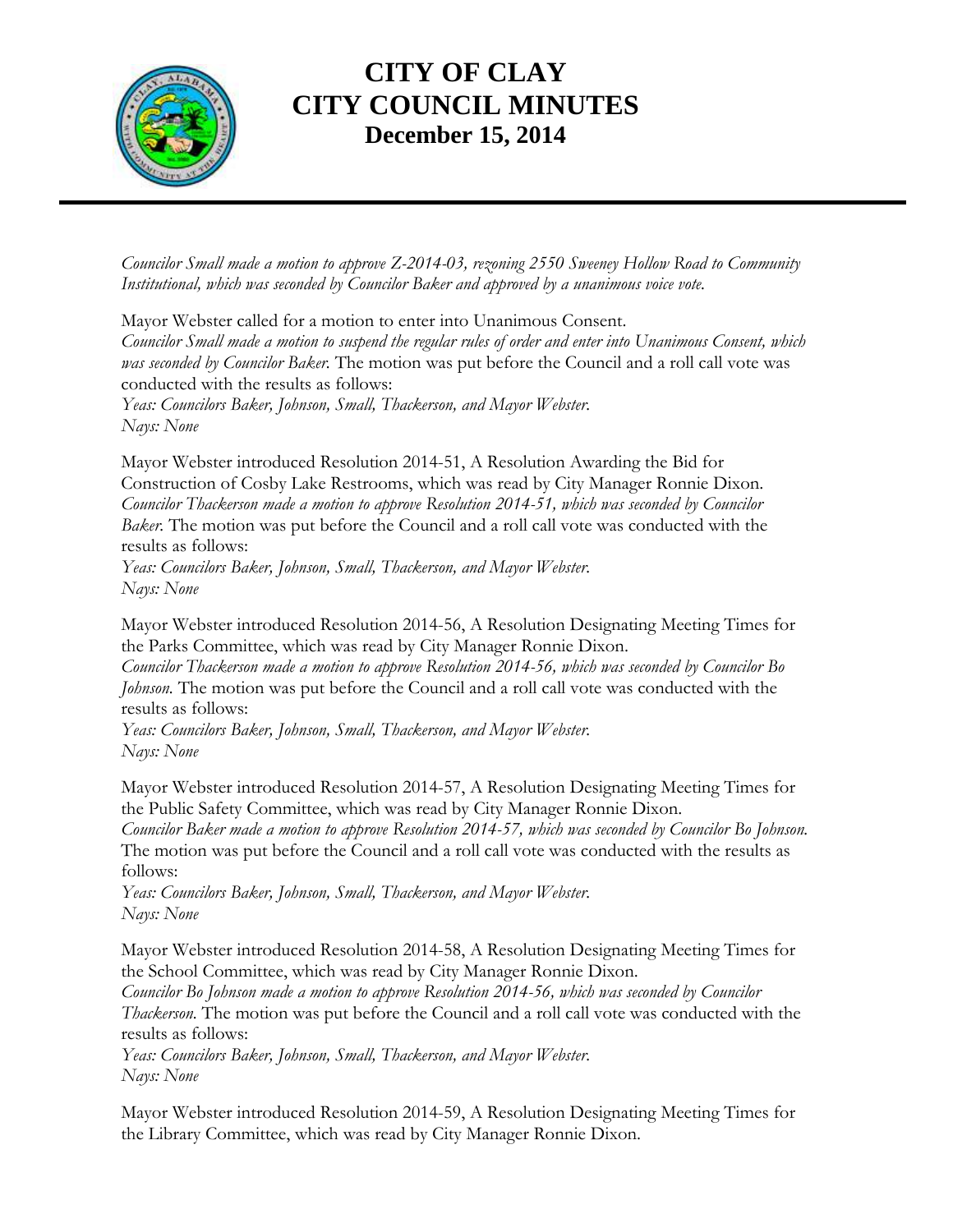# CITY OF CLAY
# CITY COUNCIL MINUTES
## December 15, 2014

*Councilor Small made a motion to approve Z-2014-03, rezoning 2550 Sweeney Hollow Road to Community Institutional, which was seconded by Councilor Baker and approved by a unanimous voice vote.*

Mayor Webster called for a motion to enter into Unanimous Consent.
*Councilor Small made a motion to suspend the regular rules of order and enter into Unanimous Consent, which was seconded by Councilor Baker.* The motion was put before the Council and a roll call vote was conducted with the results as follows:
*Yeas: Councilors Baker, Johnson, Small, Thackerson, and Mayor Webster.*
*Nays: None*

Mayor Webster introduced Resolution 2014-51, A Resolution Awarding the Bid for Construction of Cosby Lake Restrooms, which was read by City Manager Ronnie Dixon.
*Councilor Thackerson made a motion to approve Resolution 2014-51, which was seconded by Councilor Baker.* The motion was put before the Council and a roll call vote was conducted with the results as follows:
*Yeas: Councilors Baker, Johnson, Small, Thackerson, and Mayor Webster.*
*Nays: None*

Mayor Webster introduced Resolution 2014-56, A Resolution Designating Meeting Times for the Parks Committee, which was read by City Manager Ronnie Dixon.
*Councilor Thackerson made a motion to approve Resolution 2014-56, which was seconded by Councilor Bo Johnson.* The motion was put before the Council and a roll call vote was conducted with the results as follows:
*Yeas: Councilors Baker, Johnson, Small, Thackerson, and Mayor Webster.*
*Nays: None*

Mayor Webster introduced Resolution 2014-57, A Resolution Designating Meeting Times for the Public Safety Committee, which was read by City Manager Ronnie Dixon.
*Councilor Baker made a motion to approve Resolution 2014-57, which was seconded by Councilor Bo Johnson.* The motion was put before the Council and a roll call vote was conducted with the results as follows:
*Yeas: Councilors Baker, Johnson, Small, Thackerson, and Mayor Webster.*
*Nays: None*

Mayor Webster introduced Resolution 2014-58, A Resolution Designating Meeting Times for the School Committee, which was read by City Manager Ronnie Dixon.
*Councilor Bo Johnson made a motion to approve Resolution 2014-56, which was seconded by Councilor Thackerson.* The motion was put before the Council and a roll call vote was conducted with the results as follows:
*Yeas: Councilors Baker, Johnson, Small, Thackerson, and Mayor Webster.*
*Nays: None*

Mayor Webster introduced Resolution 2014-59, A Resolution Designating Meeting Times for the Library Committee, which was read by City Manager Ronnie Dixon.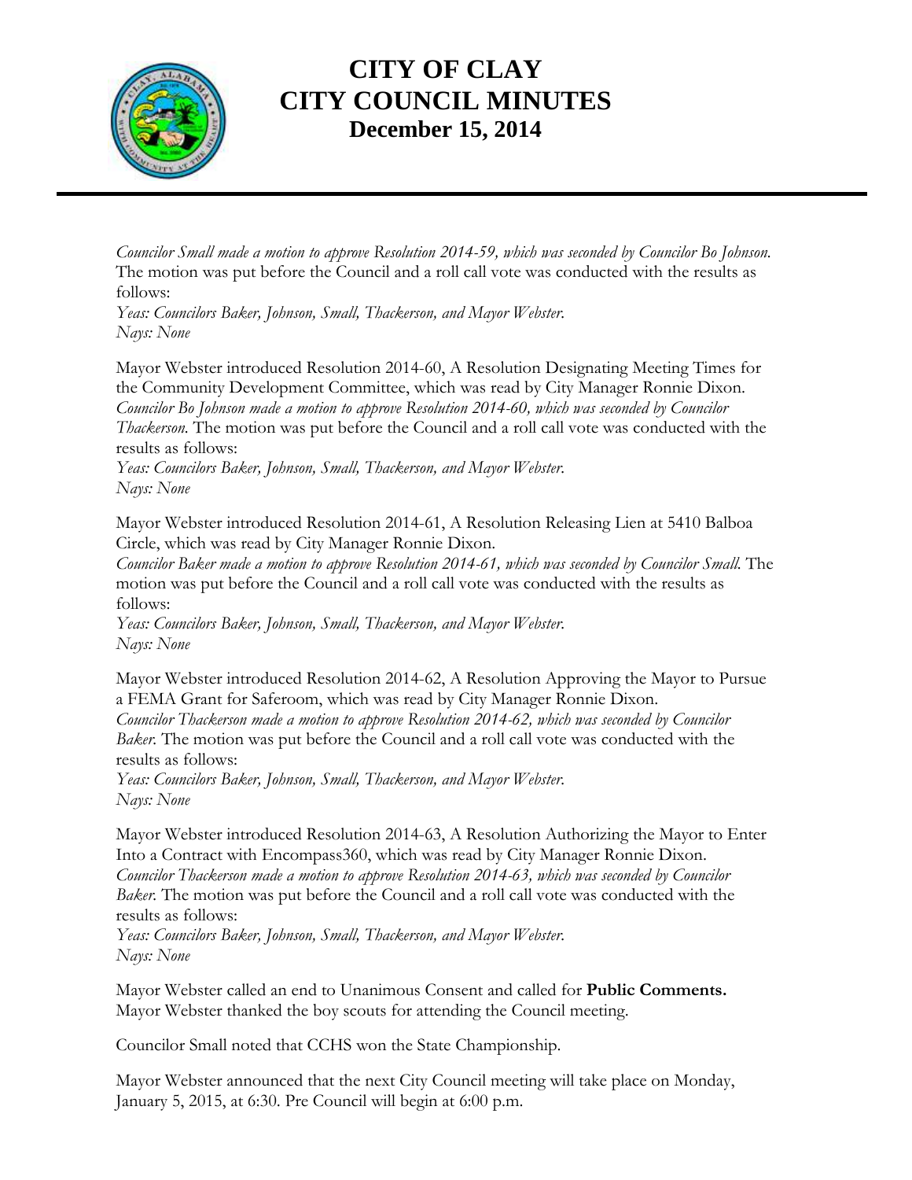# CITY OF CLAY
# CITY COUNCIL MINUTES
## December 15, 2014

*Councilor Small made a motion to approve Resolution 2014-59, which was seconded by Councilor Bo Johnson.* The motion was put before the Council and a roll call vote was conducted with the results as follows:
*Yeas: Councilors Baker, Johnson, Small, Thackerson, and Mayor Webster.*
*Nays: None*

Mayor Webster introduced Resolution 2014-60, A Resolution Designating Meeting Times for the Community Development Committee, which was read by City Manager Ronnie Dixon.
*Councilor Bo Johnson made a motion to approve Resolution 2014-60, which was seconded by Councilor Thackerson.* The motion was put before the Council and a roll call vote was conducted with the results as follows:
*Yeas: Councilors Baker, Johnson, Small, Thackerson, and Mayor Webster.*
*Nays: None*

Mayor Webster introduced Resolution 2014-61, A Resolution Releasing Lien at 5410 Balboa Circle, which was read by City Manager Ronnie Dixon.
*Councilor Baker made a motion to approve Resolution 2014-61, which was seconded by Councilor Small.* The motion was put before the Council and a roll call vote was conducted with the results as follows:
*Yeas: Councilors Baker, Johnson, Small, Thackerson, and Mayor Webster.*
*Nays: None*

Mayor Webster introduced Resolution 2014-62, A Resolution Approving the Mayor to Pursue a FEMA Grant for Saferoom, which was read by City Manager Ronnie Dixon.
*Councilor Thackerson made a motion to approve Resolution 2014-62, which was seconded by Councilor Baker.* The motion was put before the Council and a roll call vote was conducted with the results as follows:
*Yeas: Councilors Baker, Johnson, Small, Thackerson, and Mayor Webster.*
*Nays: None*

Mayor Webster introduced Resolution 2014-63, A Resolution Authorizing the Mayor to Enter Into a Contract with Encompass360, which was read by City Manager Ronnie Dixon.
*Councilor Thackerson made a motion to approve Resolution 2014-63, which was seconded by Councilor Baker.* The motion was put before the Council and a roll call vote was conducted with the results as follows:
*Yeas: Councilors Baker, Johnson, Small, Thackerson, and Mayor Webster.*
*Nays: None*

Mayor Webster called an end to Unanimous Consent and called for **Public Comments.**
Mayor Webster thanked the boy scouts for attending the Council meeting.

Councilor Small noted that CCHS won the State Championship.

Mayor Webster announced that the next City Council meeting will take place on Monday, January 5, 2015, at 6:30. Pre Council will begin at 6:00 p.m.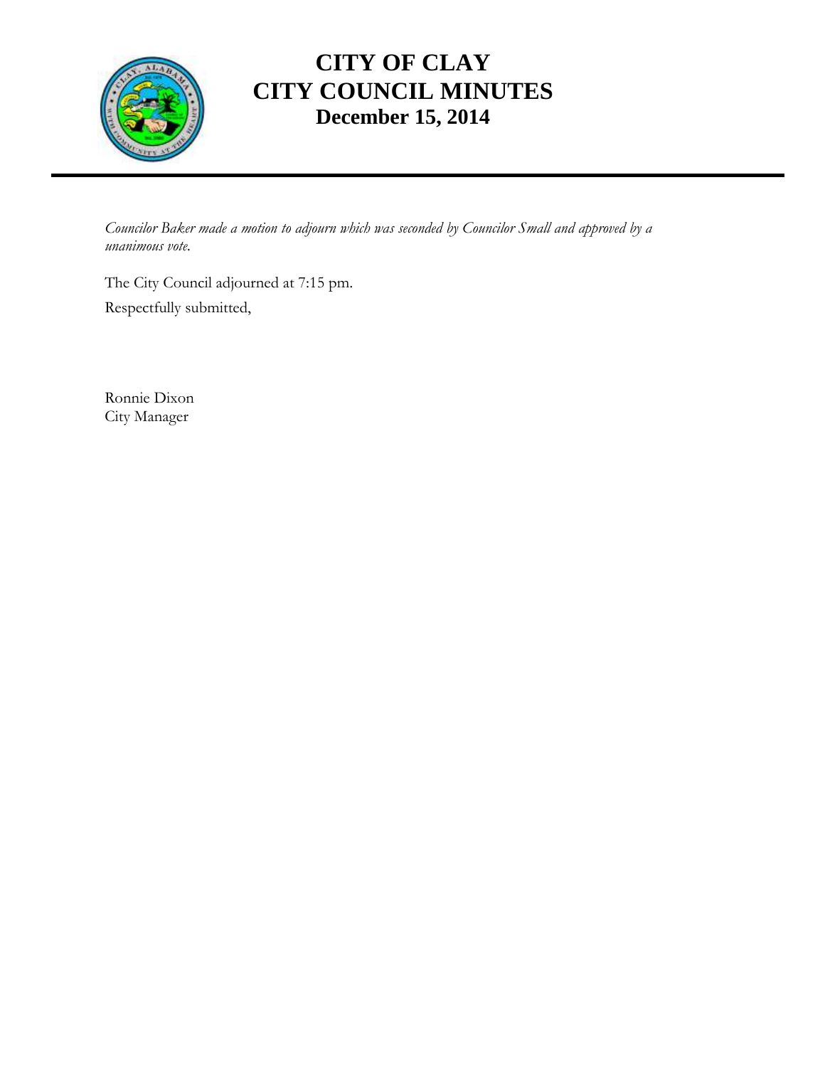# CITY OF CLAY
# CITY COUNCIL MINUTES
## December 15, 2014

*Councilor Baker made a motion to adjourn which was seconded by Councilor Small and approved by a unanimous vote.*

The City Council adjourned at 7:15 pm.

Respectfully submitted,

Ronnie Dixon
City Manager